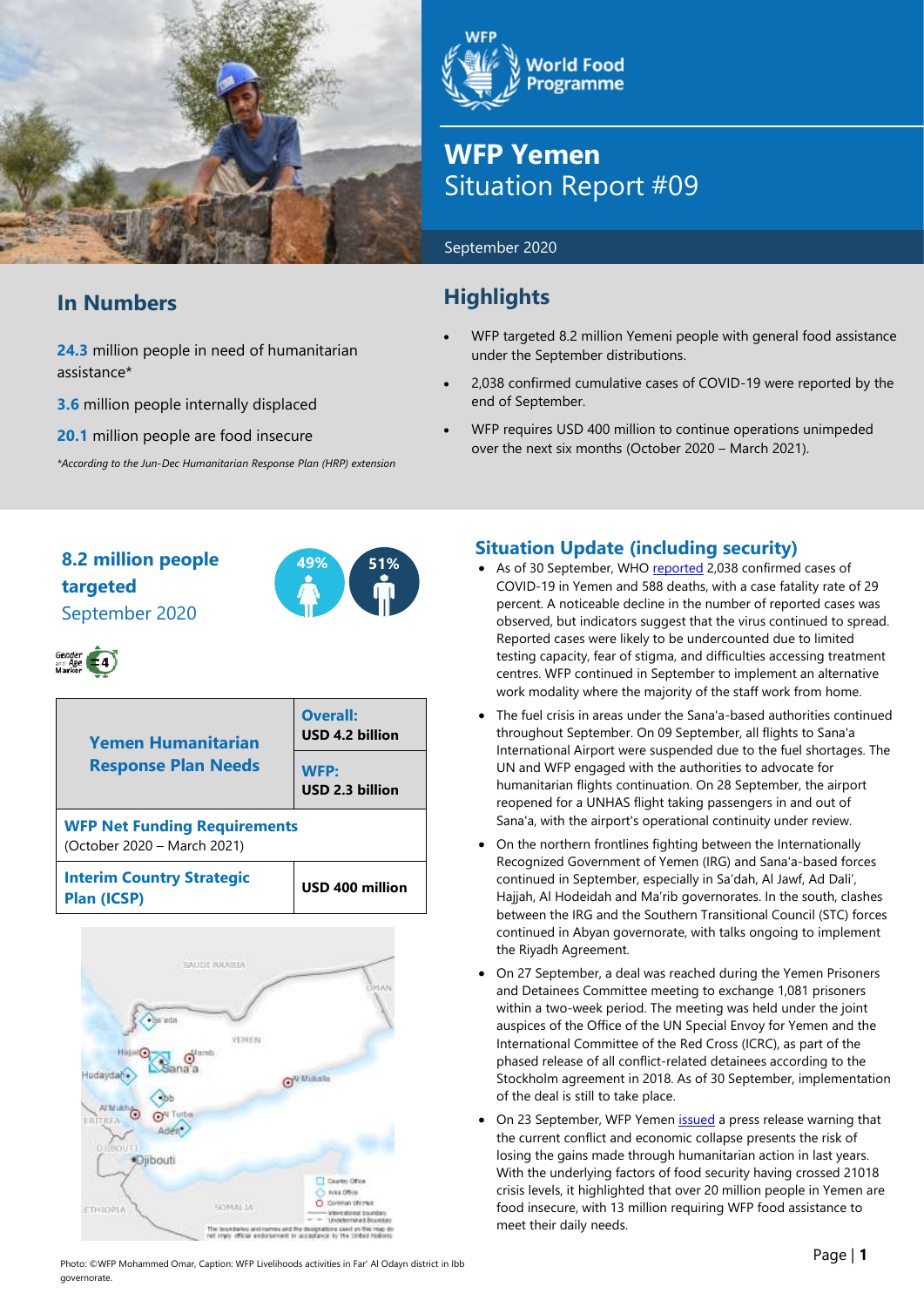# WFP Yemen
## Situation Report #09

September 2020

## In Numbers

**24.3** million people in need of humanitarian assistance*

**3.6** million people internally displaced

**20.1** million people are food insecure

*\*According to the Jun-Dec Humanitarian Response Plan (HRP) extension*

## Highlights

- WFP targeted 8.2 million Yemeni people with general food assistance under the September distributions.
- 2,038 confirmed cumulative cases of COVID-19 were reported by the end of September.
- WFP requires USD 400 million to continue operations unimpeded over the next six months (October 2020 – March 2021).

**8.2 million people targeted**
September 2020

49% 51%

| Yemen Humanitarian Response Plan Needs | **Overall:** USD 4.2 billion |
|---|---|
| | **WFP:** USD 2.3 billion |
| **WFP Net Funding Requirements** (October 2020 – March 2021) | |
| **Interim Country Strategic Plan (ICSP)** | **USD 400 million** |

## Situation Update (including security)

- As of 30 September, WHO reported 2,038 confirmed cases of COVID-19 in Yemen and 588 deaths, with a case fatality rate of 29 percent. A noticeable decline in the number of reported cases was observed, but indicators suggest that the virus continued to spread. Reported cases were likely to be undercounted due to limited testing capacity, fear of stigma, and difficulties accessing treatment centres. WFP continued in September to implement an alternative work modality where the majority of the staff work from home.
- The fuel crisis in areas under the Sana'a-based authorities continued throughout September. On 09 September, all flights to Sana'a International Airport were suspended due to the fuel shortages. The UN and WFP engaged with the authorities to advocate for humanitarian flights continuation. On 28 September, the airport reopened for a UNHAS flight taking passengers in and out of Sana'a, with the airport's operational continuity under review.
- On the northern frontlines fighting between the Internationally Recognized Government of Yemen (IRG) and Sana'a-based forces continued in September, especially in Sa'dah, Al Jawf, Ad Dali', Hajjah, Al Hodeidah and Ma'rib governorates. In the south, clashes between the IRG and the Southern Transitional Council (STC) forces continued in Abyan governorate, with talks ongoing to implement the Riyadh Agreement.
- On 27 September, a deal was reached during the Yemen Prisoners and Detainees Committee meeting to exchange 1,081 prisoners within a two-week period. The meeting was held under the joint auspices of the Office of the UN Special Envoy for Yemen and the International Committee of the Red Cross (ICRC), as part of the phased release of all conflict-related detainees according to the Stockholm agreement in 2018. As of 30 September, implementation of the deal is still to take place.
- On 23 September, WFP Yemen issued a press release warning that the current conflict and economic collapse presents the risk of losing the gains made through humanitarian action in last years. With the underlying factors of food security having crossed 21018 crisis levels, it highlighted that over 20 million people in Yemen are food insecure, with 13 million requiring WFP food assistance to meet their daily needs.

Photo: ©WFP Mohammed Omar, Caption: WFP Livelihoods activities in Far' Al Odayn district in Ibb governorate.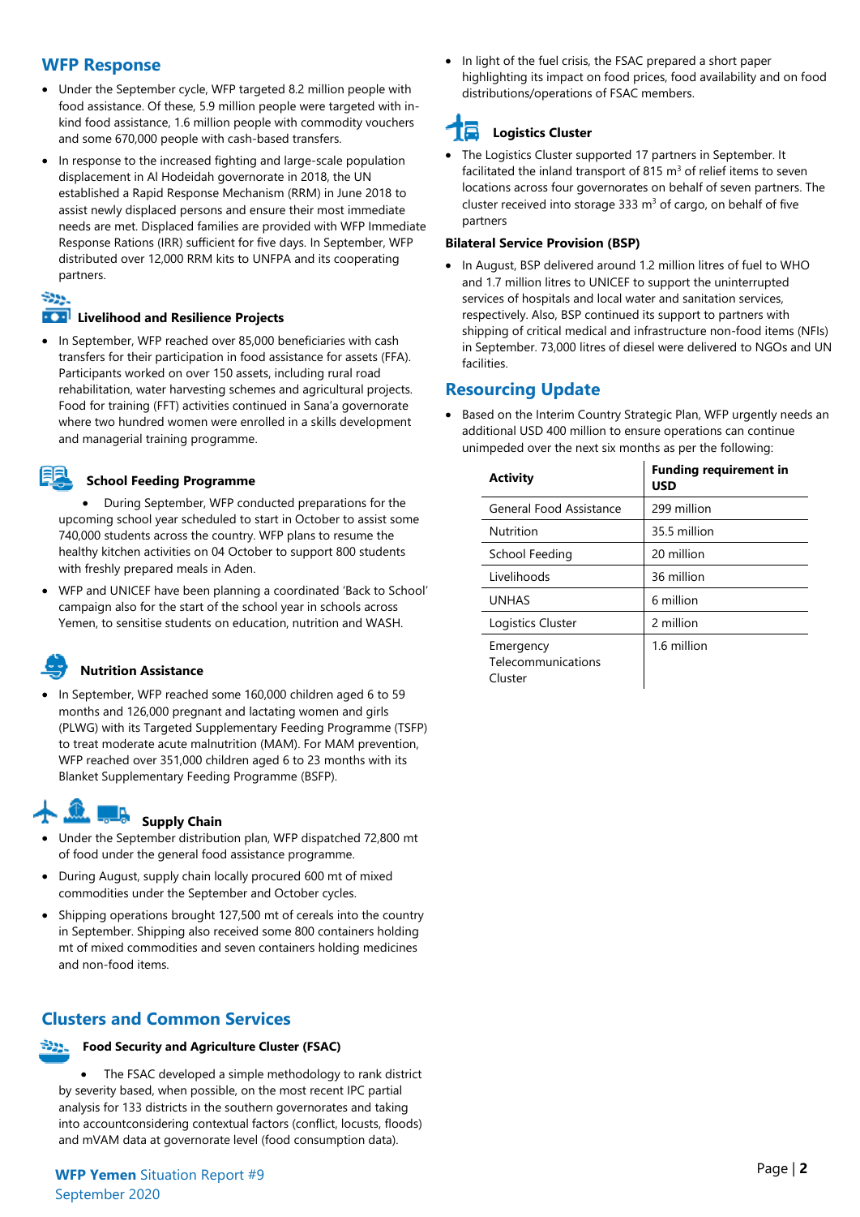## WFP Response

- Under the September cycle, WFP targeted 8.2 million people with food assistance. Of these, 5.9 million people were targeted with in-kind food assistance, 1.6 million people with commodity vouchers and some 670,000 people with cash-based transfers.
- In response to the increased fighting and large-scale population displacement in Al Hodeidah governorate in 2018, the UN established a Rapid Response Mechanism (RRM) in June 2018 to assist newly displaced persons and ensure their most immediate needs are met. Displaced families are provided with WFP Immediate Response Rations (IRR) sufficient for five days. In September, WFP distributed over 12,000 RRM kits to UNFPA and its cooperating partners.

### Livelihood and Resilience Projects

- In September, WFP reached over 85,000 beneficiaries with cash transfers for their participation in food assistance for assets (FFA). Participants worked on over 150 assets, including rural road rehabilitation, water harvesting schemes and agricultural projects. Food for training (FFT) activities continued in Sana'a governorate where two hundred women were enrolled in a skills development and managerial training programme.

### School Feeding Programme

- During September, WFP conducted preparations for the upcoming school year scheduled to start in October to assist some 740,000 students across the country. WFP plans to resume the healthy kitchen activities on 04 October to support 800 students with freshly prepared meals in Aden.
- WFP and UNICEF have been planning a coordinated 'Back to School' campaign also for the start of the school year in schools across Yemen, to sensitise students on education, nutrition and WASH.

### Nutrition Assistance

- In September, WFP reached some 160,000 children aged 6 to 59 months and 126,000 pregnant and lactating women and girls (PLWG) with its Targeted Supplementary Feeding Programme (TSFP) to treat moderate acute malnutrition (MAM). For MAM prevention, WFP reached over 351,000 children aged 6 to 23 months with its Blanket Supplementary Feeding Programme (BSFP).

### Supply Chain

- Under the September distribution plan, WFP dispatched 72,800 mt of food under the general food assistance programme.
- During August, supply chain locally procured 600 mt of mixed commodities under the September and October cycles.
- Shipping operations brought 127,500 mt of cereals into the country in September. Shipping also received some 800 containers holding mt of mixed commodities and seven containers holding medicines and non-food items.

## Clusters and Common Services

### Food Security and Agriculture Cluster (FSAC)

- The FSAC developed a simple methodology to rank district by severity based, when possible, on the most recent IPC partial analysis for 133 districts in the southern governorates and taking into accountconsidering contextual factors (conflict, locusts, floods) and mVAM data at governorate level (food consumption data).
- In light of the fuel crisis, the FSAC prepared a short paper highlighting its impact on food prices, food availability and on food distributions/operations of FSAC members.

### Logistics Cluster

- The Logistics Cluster supported 17 partners in September. It facilitated the inland transport of 815 $m^3$ of relief items to seven locations across four governorates on behalf of seven partners. The cluster received into storage 333 $m^3$ of cargo, on behalf of five partners

### Bilateral Service Provision (BSP)

- In August, BSP delivered around 1.2 million litres of fuel to WHO and 1.7 million litres to UNICEF to support the uninterrupted services of hospitals and local water and sanitation services, respectively. Also, BSP continued its support to partners with shipping of critical medical and infrastructure non-food items (NFIs) in September. 73,000 litres of diesel were delivered to NGOs and UN facilities.

## Resourcing Update

- Based on the Interim Country Strategic Plan, WFP urgently needs an additional USD 400 million to ensure operations can continue unimpeded over the next six months as per the following:

| Activity | Funding requirement in USD |
|---|---|
| General Food Assistance | 299 million |
| Nutrition | 35.5 million |
| School Feeding | 20 million |
| Livelihoods | 36 million |
| UNHAS | 6 million |
| Logistics Cluster | 2 million |
| Emergency Telecommunications Cluster | 1.6 million |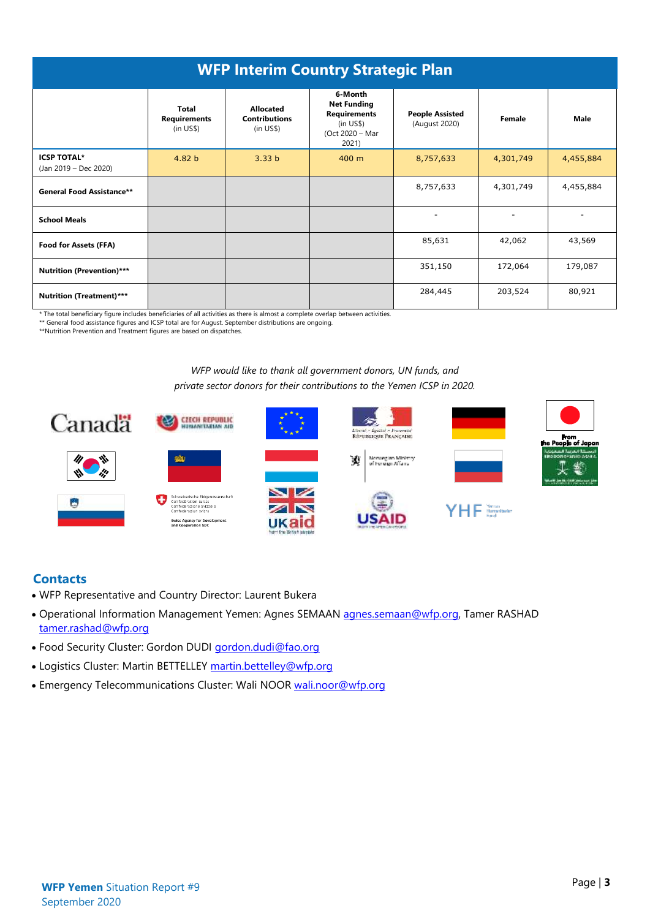## WFP Interim Country Strategic Plan

| | Total Requirements (in US$) | Allocated Contributions (in US$) | 6-Month Net Funding Requirements (in US$) (Oct 2020 – Mar 2021) | People Assisted (August 2020) | Female | Male |
|---|---|---|---|---|---|---|
| **ICSP TOTAL*** (Jan 2019 – Dec 2020) | 4.82 b | 3.33 b | 400 m | 8,757,633 | 4,301,749 | 4,455,884 |
| **General Food Assistance**** | | | | 8,757,633 | 4,301,749 | 4,455,884 |
| **School Meals** | | | | - | - | - |
| **Food for Assets (FFA)** | | | | 85,631 | 42,062 | 43,569 |
| **Nutrition (Prevention)***** | | | | 351,150 | 172,064 | 179,087 |
| **Nutrition (Treatment)***** | | | | 284,445 | 203,524 | 80,921 |

\* The total beneficiary figure includes beneficiaries of all activities as there is almost a complete overlap between activities.
** General food assistance figures and ICSP total are for August. September distributions are ongoing.
**Nutrition Prevention and Treatment figures are based on dispatches.

*WFP would like to thank all government donors, UN funds, and private sector donors for their contributions to the Yemen ICSP in 2020.*

## Contacts

- WFP Representative and Country Director: Laurent Bukera
- Operational Information Management Yemen: Agnes SEMAAN agnes.semaan@wfp.org, Tamer RASHAD tamer.rashad@wfp.org
- Food Security Cluster: Gordon DUDI gordon.dudi@fao.org
- Logistics Cluster: Martin BETTELLEY martin.bettelley@wfp.org
- Emergency Telecommunications Cluster: Wali NOOR wali.noor@wfp.org